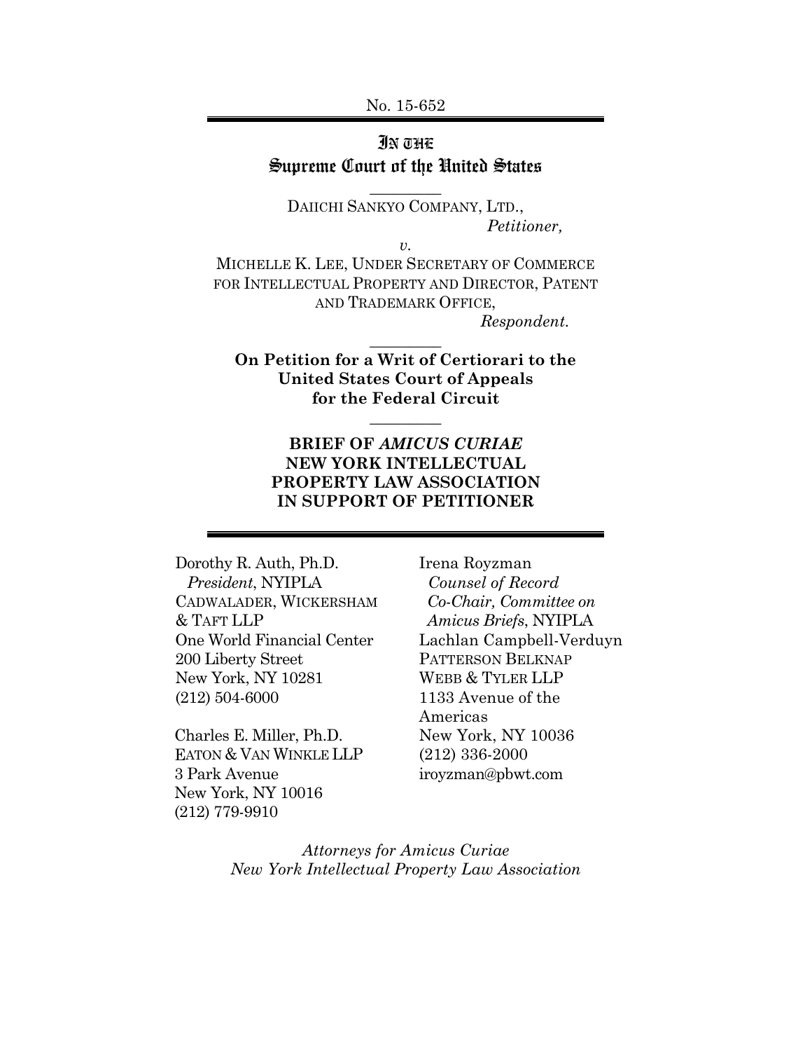No. 15-652

# IN THE Supreme Court of the United States

DAIICHI SANKYO COMPANY, LTD.,
*Petitioner,*

*v.*

MICHELLE K. LEE, UNDER SECRETARY OF COMMERCE FOR INTELLECTUAL PROPERTY AND DIRECTOR, PATENT AND TRADEMARK OFFICE,
*Respondent.*

**On Petition for a Writ of Certiorari to the United States Court of Appeals for the Federal Circuit**

**BRIEF OF *AMICUS CURIAE* NEW YORK INTELLECTUAL PROPERTY LAW ASSOCIATION IN SUPPORT OF PETITIONER**

Dorothy R. Auth, Ph.D.
*President*, NYIPLA
CADWALADER, WICKERSHAM & TAFT LLP
One World Financial Center
200 Liberty Street
New York, NY 10281
(212) 504-6000

Charles E. Miller, Ph.D.
EATON & VAN WINKLE LLP
3 Park Avenue
New York, NY 10016
(212) 779-9910

Irena Royzman
*Counsel of Record*
*Co-Chair, Committee on Amicus Briefs*, NYIPLA
Lachlan Campbell-Verduyn
PATTERSON BELKNAP WEBB & TYLER LLP
1133 Avenue of the Americas
New York, NY 10036
(212) 336-2000
iroyzman@pbwt.com

*Attorneys for Amicus Curiae New York Intellectual Property Law Association*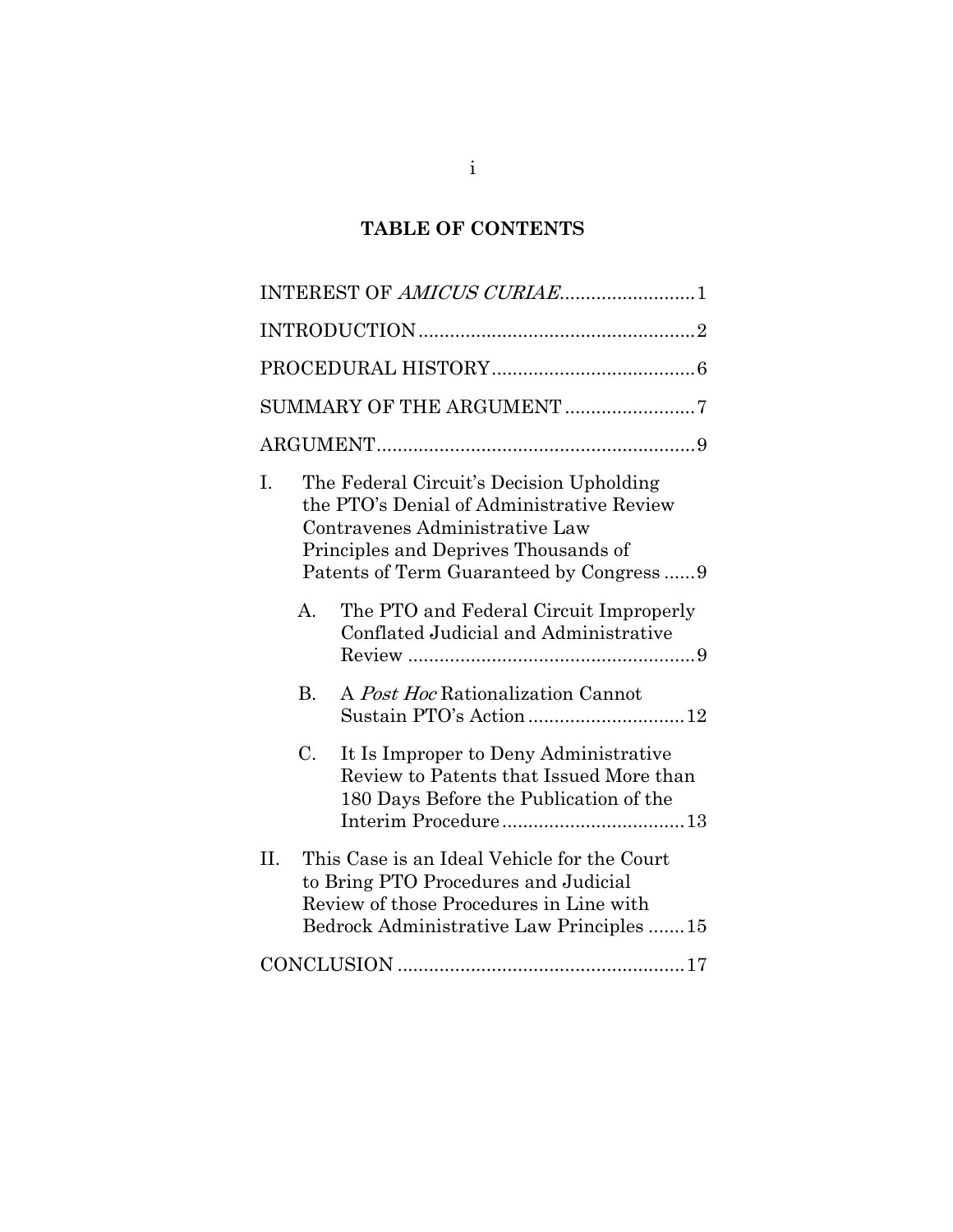**TABLE OF CONTENTS**

INTEREST OF *AMICUS CURIAE* .......................... 1

INTRODUCTION ..................................................... 2

PROCEDURAL HISTORY ....................................... 6

SUMMARY OF THE ARGUMENT ......................... 7

ARGUMENT ............................................................. 9

I. The Federal Circuit's Decision Upholding the PTO's Denial of Administrative Review Contravenes Administrative Law Principles and Deprives Thousands of Patents of Term Guaranteed by Congress ...... 9

   A. The PTO and Federal Circuit Improperly Conflated Judicial and Administrative Review ....................................................... 9

   B. A *Post Hoc* Rationalization Cannot Sustain PTO's Action .............................. 12

   C. It Is Improper to Deny Administrative Review to Patents that Issued More than 180 Days Before the Publication of the Interim Procedure ................................... 13

II. This Case is an Ideal Vehicle for the Court to Bring PTO Procedures and Judicial Review of those Procedures in Line with Bedrock Administrative Law Principles ....... 15

CONCLUSION ....................................................... 17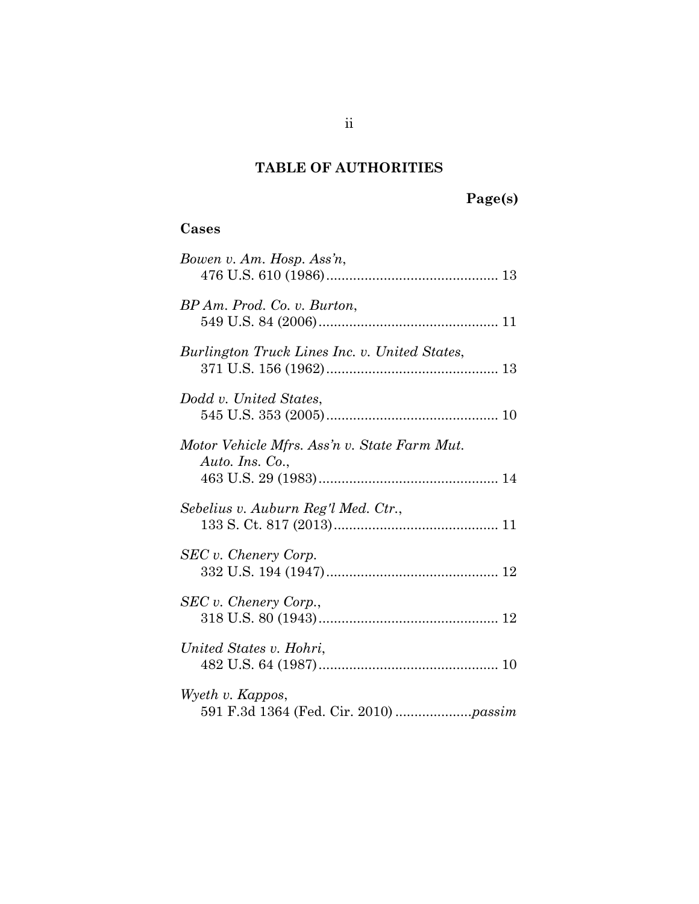# TABLE OF AUTHORITIES

**Page(s)**

## Cases

*Bowen v. Am. Hosp. Ass'n*,
476 U.S. 610 (1986) ............................................. 13

*BP Am. Prod. Co. v. Burton*,
549 U.S. 84 (2006) ............................................... 11

*Burlington Truck Lines Inc. v. United States*,
371 U.S. 156 (1962) ............................................. 13

*Dodd v. United States*,
545 U.S. 353 (2005) ............................................. 10

*Motor Vehicle Mfrs. Ass'n v. State Farm Mut. Auto. Ins. Co.*,
463 U.S. 29 (1983) ............................................... 14

*Sebelius v. Auburn Reg'l Med. Ctr.*,
133 S. Ct. 817 (2013) ........................................... 11

*SEC v. Chenery Corp.*
332 U.S. 194 (1947) ............................................. 12

*SEC v. Chenery Corp.*,
318 U.S. 80 (1943) ............................................... 12

*United States v. Hohri*,
482 U.S. 64 (1987) ............................................... 10

*Wyeth v. Kappos*,
591 F.3d 1364 (Fed. Cir. 2010) .................... *passim*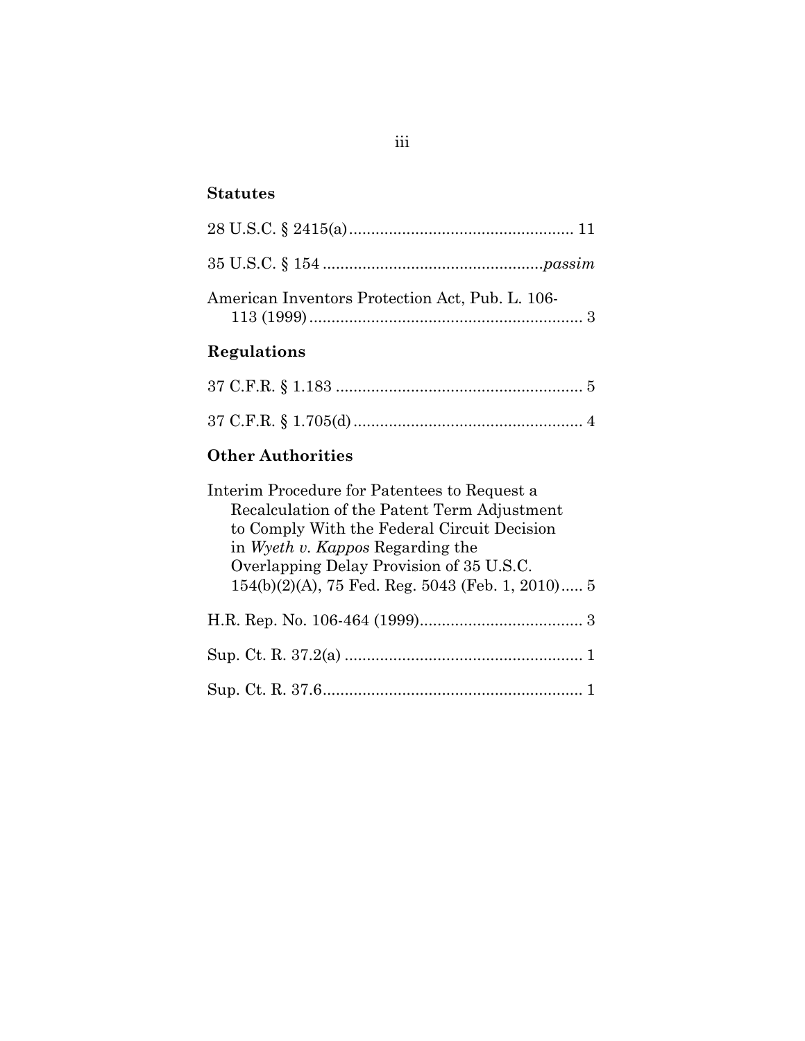## Statutes

28 U.S.C. § 2415(a) .................................................. 11

35 U.S.C. § 154 ................................................*passim*

American Inventors Protection Act, Pub. L. 106-113 (1999) .............................................................. 3

## Regulations

37 C.F.R. § 1.183 ....................................................... 5

37 C.F.R. § 1.705(d) ................................................... 4

## Other Authorities

Interim Procedure for Patentees to Request a Recalculation of the Patent Term Adjustment to Comply With the Federal Circuit Decision in *Wyeth v. Kappos* Regarding the Overlapping Delay Provision of 35 U.S.C. 154(b)(2)(A), 75 Fed. Reg. 5043 (Feb. 1, 2010)..... 5

H.R. Rep. No. 106-464 (1999).................................... 3

Sup. Ct. R. 37.2(a) ..................................................... 1

Sup. Ct. R. 37.6.......................................................... 1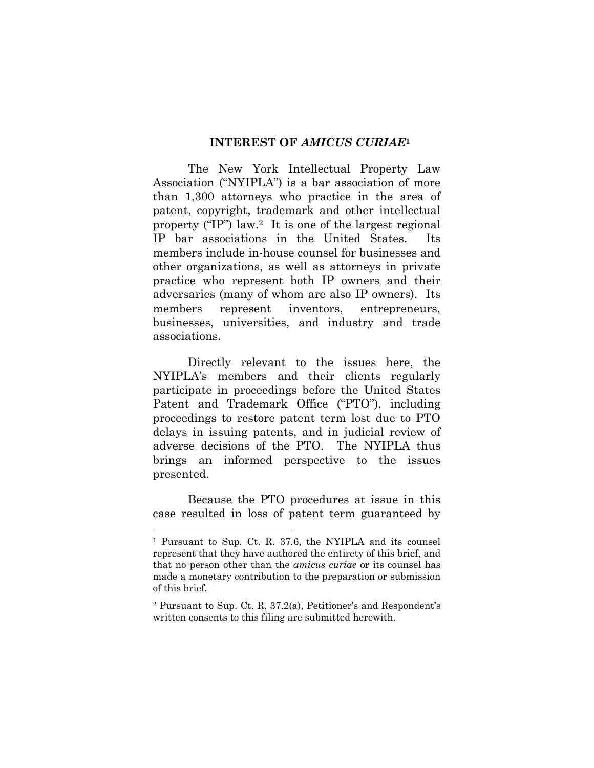## INTEREST OF *AMICUS CURIAE*[1]

The New York Intellectual Property Law Association ("NYIPLA") is a bar association of more than 1,300 attorneys who practice in the area of patent, copyright, trademark and other intellectual property ("IP") law.[2] It is one of the largest regional IP bar associations in the United States. Its members include in-house counsel for businesses and other organizations, as well as attorneys in private practice who represent both IP owners and their adversaries (many of whom are also IP owners). Its members represent inventors, entrepreneurs, businesses, universities, and industry and trade associations.

Directly relevant to the issues here, the NYIPLA's members and their clients regularly participate in proceedings before the United States Patent and Trademark Office ("PTO"), including proceedings to restore patent term lost due to PTO delays in issuing patents, and in judicial review of adverse decisions of the PTO. The NYIPLA thus brings an informed perspective to the issues presented.

Because the PTO procedures at issue in this case resulted in loss of patent term guaranteed by

---

[1] Pursuant to Sup. Ct. R. 37.6, the NYIPLA and its counsel represent that they have authored the entirety of this brief, and that no person other than the *amicus curiae* or its counsel has made a monetary contribution to the preparation or submission of this brief.

[2] Pursuant to Sup. Ct. R. 37.2(a), Petitioner's and Respondent's written consents to this filing are submitted herewith.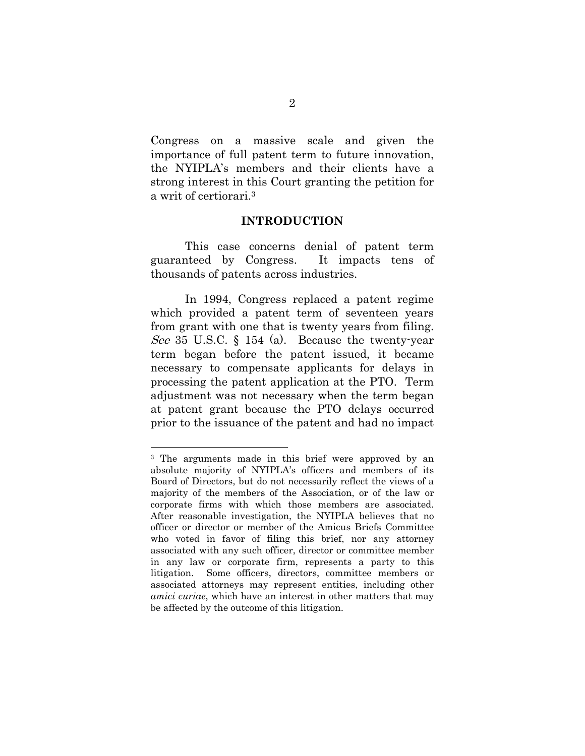Congress on a massive scale and given the importance of full patent term to future innovation, the NYIPLA's members and their clients have a strong interest in this Court granting the petition for a writ of certiorari.[3]

## INTRODUCTION

This case concerns denial of patent term guaranteed by Congress. It impacts tens of thousands of patents across industries.

In 1994, Congress replaced a patent regime which provided a patent term of seventeen years from grant with one that is twenty years from filing. *See* 35 U.S.C. § 154 (a). Because the twenty-year term began before the patent issued, it became necessary to compensate applicants for delays in processing the patent application at the PTO. Term adjustment was not necessary when the term began at patent grant because the PTO delays occurred prior to the issuance of the patent and had no impact

---

[3] The arguments made in this brief were approved by an absolute majority of NYIPLA's officers and members of its Board of Directors, but do not necessarily reflect the views of a majority of the members of the Association, or of the law or corporate firms with which those members are associated. After reasonable investigation, the NYIPLA believes that no officer or director or member of the Amicus Briefs Committee who voted in favor of filing this brief, nor any attorney associated with any such officer, director or committee member in any law or corporate firm, represents a party to this litigation. Some officers, directors, committee members or associated attorneys may represent entities, including other *amici curiae*, which have an interest in other matters that may be affected by the outcome of this litigation.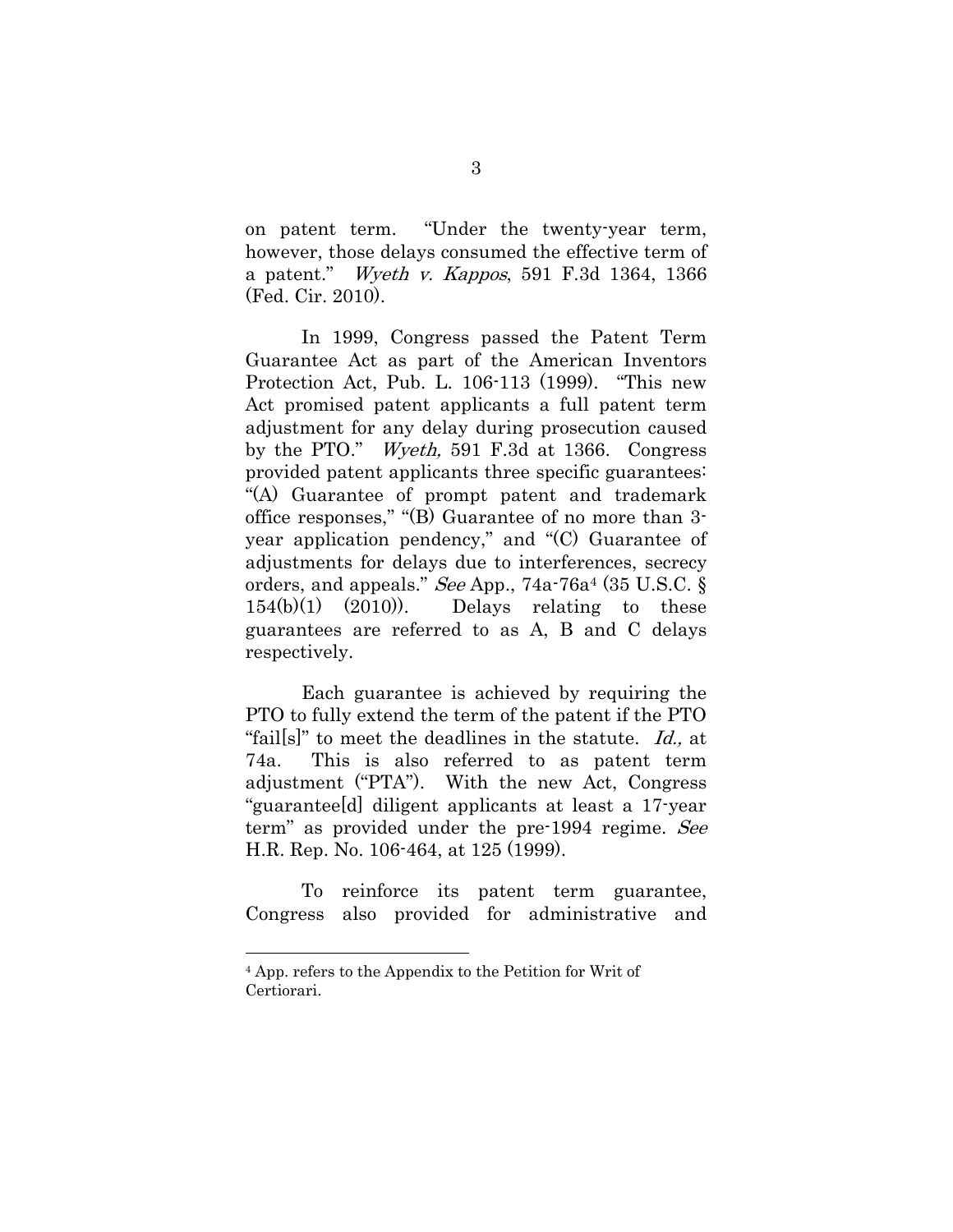on patent term. "Under the twenty-year term, however, those delays consumed the effective term of a patent." *Wyeth v. Kappos*, 591 F.3d 1364, 1366 (Fed. Cir. 2010).

In 1999, Congress passed the Patent Term Guarantee Act as part of the American Inventors Protection Act, Pub. L. 106-113 (1999). "This new Act promised patent applicants a full patent term adjustment for any delay during prosecution caused by the PTO." *Wyeth,* 591 F.3d at 1366. Congress provided patent applicants three specific guarantees: "(A) Guarantee of prompt patent and trademark office responses," "(B) Guarantee of no more than 3-year application pendency," and "(C) Guarantee of adjustments for delays due to interferences, secrecy orders, and appeals." *See* App., 74a-76a[4] (35 U.S.C. § 154(b)(1) (2010)). Delays relating to these guarantees are referred to as A, B and C delays respectively.

Each guarantee is achieved by requiring the PTO to fully extend the term of the patent if the PTO "fail[s]" to meet the deadlines in the statute. *Id.,* at 74a. This is also referred to as patent term adjustment ("PTA"). With the new Act, Congress "guarantee[d] diligent applicants at least a 17-year term" as provided under the pre-1994 regime. *See* H.R. Rep. No. 106-464, at 125 (1999).

To reinforce its patent term guarantee, Congress also provided for administrative and

---

[4] App. refers to the Appendix to the Petition for Writ of Certiorari.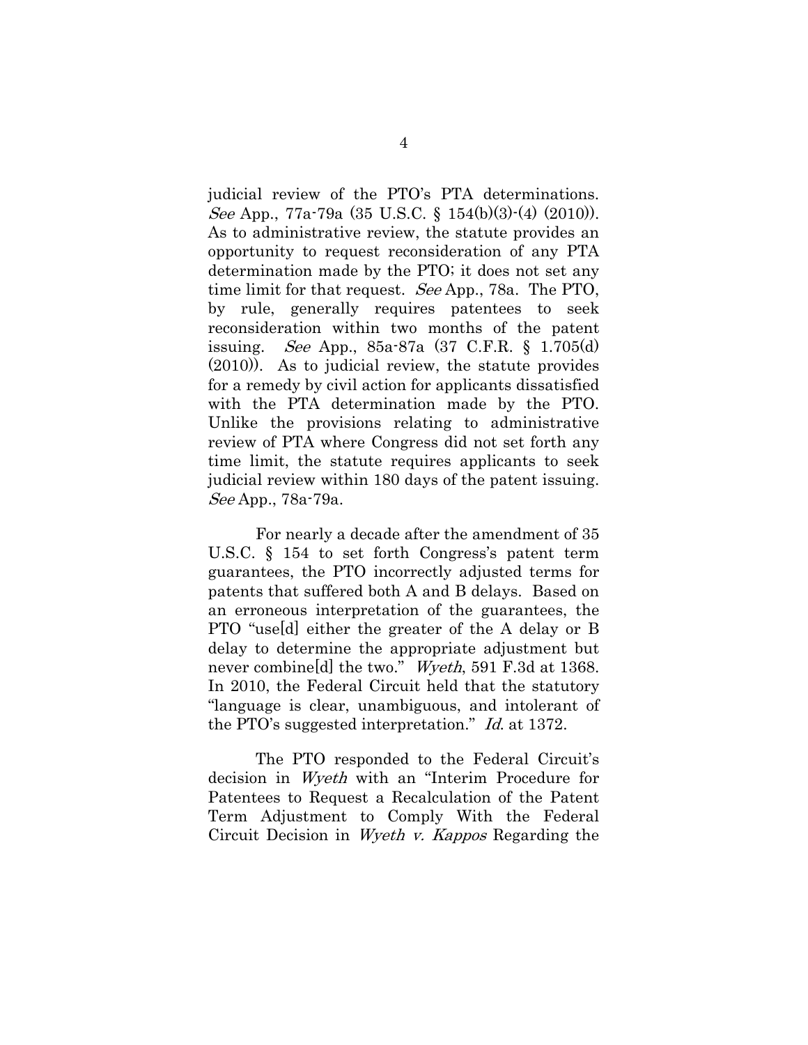judicial review of the PTO's PTA determinations. *See* App., 77a-79a (35 U.S.C. § 154(b)(3)-(4) (2010)). As to administrative review, the statute provides an opportunity to request reconsideration of any PTA determination made by the PTO; it does not set any time limit for that request. *See* App., 78a. The PTO, by rule, generally requires patentees to seek reconsideration within two months of the patent issuing. *See* App., 85a-87a (37 C.F.R. § 1.705(d) (2010)). As to judicial review, the statute provides for a remedy by civil action for applicants dissatisfied with the PTA determination made by the PTO. Unlike the provisions relating to administrative review of PTA where Congress did not set forth any time limit, the statute requires applicants to seek judicial review within 180 days of the patent issuing. *See* App., 78a-79a.

For nearly a decade after the amendment of 35 U.S.C. § 154 to set forth Congress's patent term guarantees, the PTO incorrectly adjusted terms for patents that suffered both A and B delays. Based on an erroneous interpretation of the guarantees, the PTO "use[d] either the greater of the A delay or B delay to determine the appropriate adjustment but never combine[d] the two." *Wyeth*, 591 F.3d at 1368. In 2010, the Federal Circuit held that the statutory "language is clear, unambiguous, and intolerant of the PTO's suggested interpretation." *Id.* at 1372.

The PTO responded to the Federal Circuit's decision in *Wyeth* with an "Interim Procedure for Patentees to Request a Recalculation of the Patent Term Adjustment to Comply With the Federal Circuit Decision in *Wyeth v. Kappos* Regarding the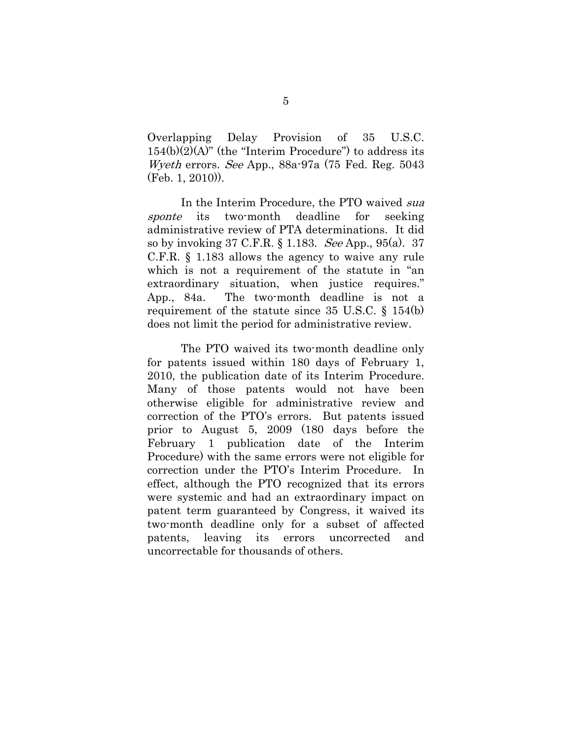Overlapping Delay Provision of 35 U.S.C. 154(b)(2)(A)" (the "Interim Procedure") to address its *Wyeth* errors. *See* App., 88a-97a (75 Fed. Reg. 5043 (Feb. 1, 2010)).

In the Interim Procedure, the PTO waived *sua sponte* its two-month deadline for seeking administrative review of PTA determinations. It did so by invoking 37 C.F.R. § 1.183. *See* App., 95(a). 37 C.F.R. § 1.183 allows the agency to waive any rule which is not a requirement of the statute in "an extraordinary situation, when justice requires." App., 84a. The two-month deadline is not a requirement of the statute since 35 U.S.C. § 154(b) does not limit the period for administrative review.

The PTO waived its two-month deadline only for patents issued within 180 days of February 1, 2010, the publication date of its Interim Procedure. Many of those patents would not have been otherwise eligible for administrative review and correction of the PTO's errors. But patents issued prior to August 5, 2009 (180 days before the February 1 publication date of the Interim Procedure) with the same errors were not eligible for correction under the PTO's Interim Procedure. In effect, although the PTO recognized that its errors were systemic and had an extraordinary impact on patent term guaranteed by Congress, it waived its two-month deadline only for a subset of affected patents, leaving its errors uncorrected and uncorrectable for thousands of others.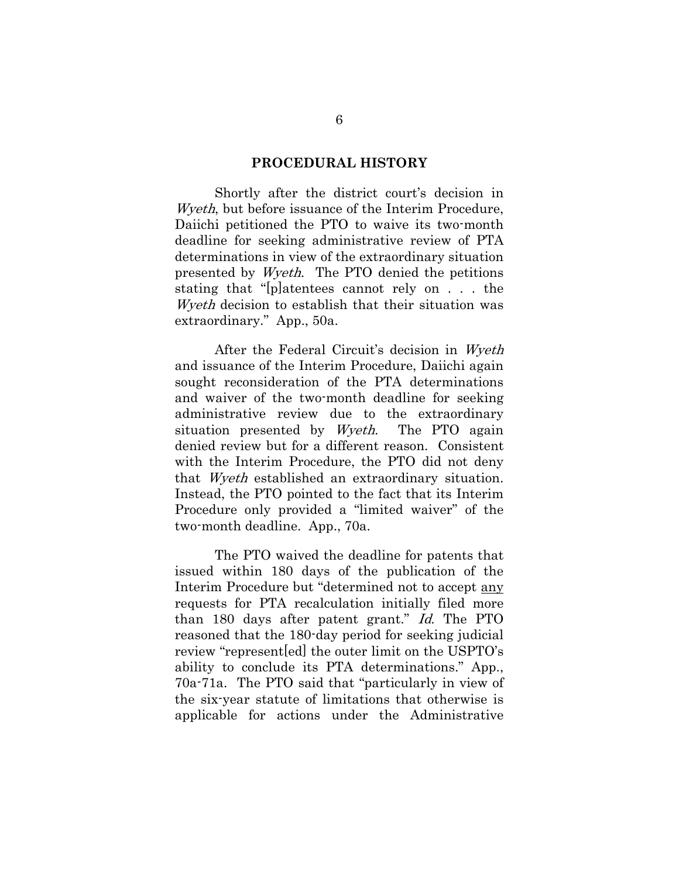## PROCEDURAL HISTORY

Shortly after the district court's decision in *Wyeth*, but before issuance of the Interim Procedure, Daiichi petitioned the PTO to waive its two-month deadline for seeking administrative review of PTA determinations in view of the extraordinary situation presented by *Wyeth*. The PTO denied the petitions stating that "[p]atentees cannot rely on . . . the *Wyeth* decision to establish that their situation was extraordinary." App., 50a.

After the Federal Circuit's decision in *Wyeth* and issuance of the Interim Procedure, Daiichi again sought reconsideration of the PTA determinations and waiver of the two-month deadline for seeking administrative review due to the extraordinary situation presented by *Wyeth*. The PTO again denied review but for a different reason. Consistent with the Interim Procedure, the PTO did not deny that *Wyeth* established an extraordinary situation. Instead, the PTO pointed to the fact that its Interim Procedure only provided a "limited waiver" of the two-month deadline. App., 70a.

The PTO waived the deadline for patents that issued within 180 days of the publication of the Interim Procedure but "determined not to accept <u>any</u> requests for PTA recalculation initially filed more than 180 days after patent grant." *Id*. The PTO reasoned that the 180-day period for seeking judicial review "represent[ed] the outer limit on the USPTO's ability to conclude its PTA determinations." App., 70a-71a. The PTO said that "particularly in view of the six-year statute of limitations that otherwise is applicable for actions under the Administrative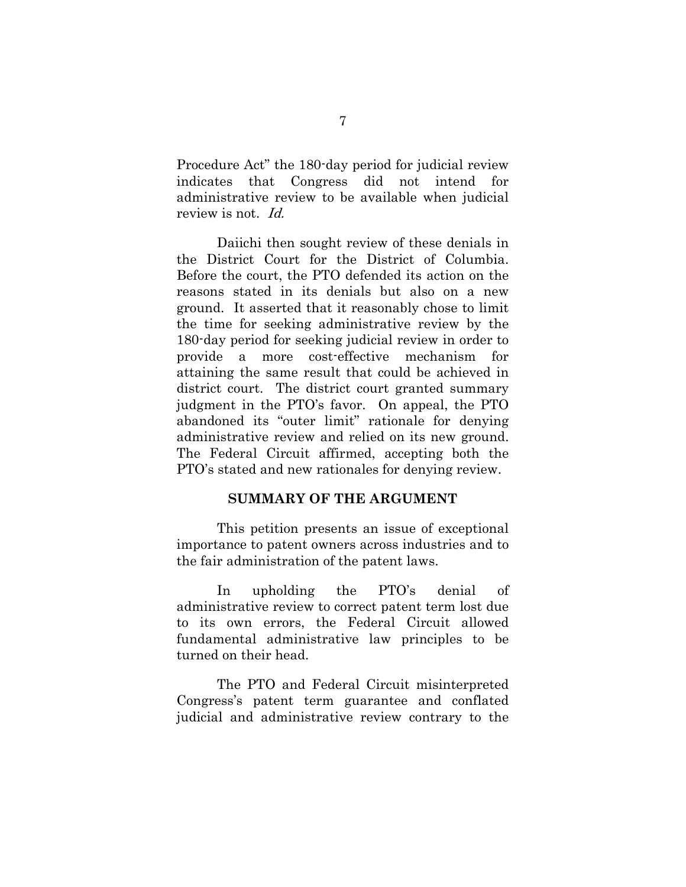Procedure Act" the 180-day period for judicial review indicates that Congress did not intend for administrative review to be available when judicial review is not. *Id.*

Daiichi then sought review of these denials in the District Court for the District of Columbia. Before the court, the PTO defended its action on the reasons stated in its denials but also on a new ground. It asserted that it reasonably chose to limit the time for seeking administrative review by the 180-day period for seeking judicial review in order to provide a more cost-effective mechanism for attaining the same result that could be achieved in district court. The district court granted summary judgment in the PTO's favor. On appeal, the PTO abandoned its "outer limit" rationale for denying administrative review and relied on its new ground. The Federal Circuit affirmed, accepting both the PTO's stated and new rationales for denying review.

## SUMMARY OF THE ARGUMENT

This petition presents an issue of exceptional importance to patent owners across industries and to the fair administration of the patent laws.

In upholding the PTO's denial of administrative review to correct patent term lost due to its own errors, the Federal Circuit allowed fundamental administrative law principles to be turned on their head.

The PTO and Federal Circuit misinterpreted Congress's patent term guarantee and conflated judicial and administrative review contrary to the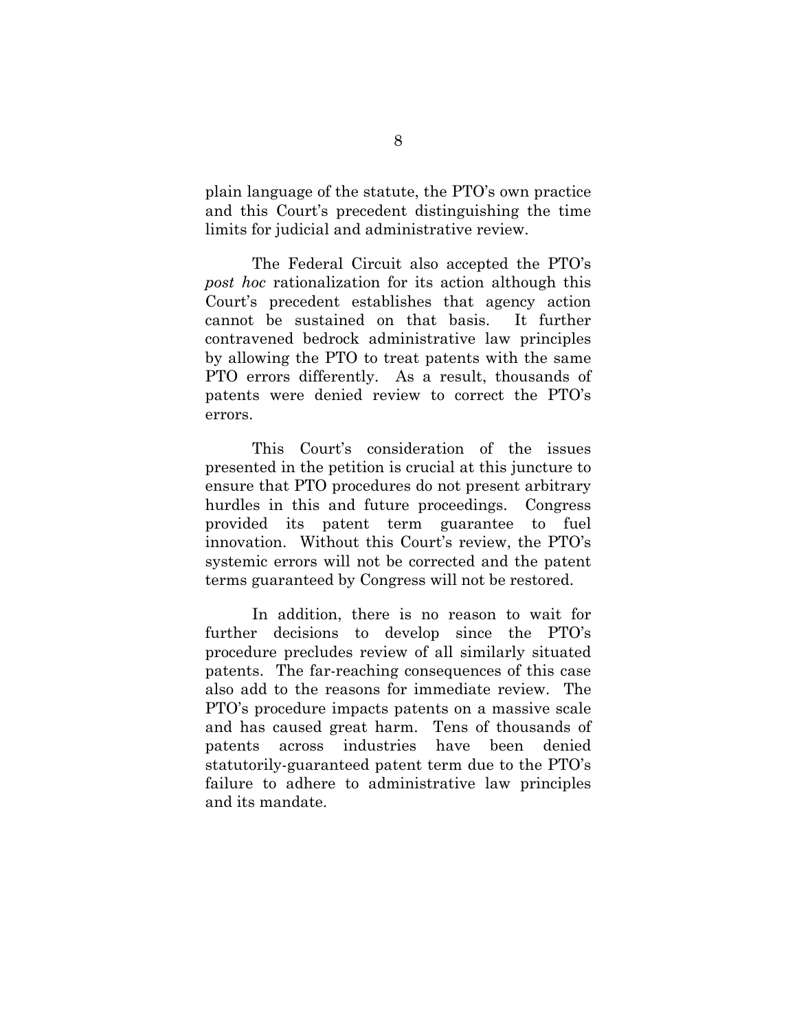plain language of the statute, the PTO's own practice and this Court's precedent distinguishing the time limits for judicial and administrative review.

The Federal Circuit also accepted the PTO's *post hoc* rationalization for its action although this Court's precedent establishes that agency action cannot be sustained on that basis. It further contravened bedrock administrative law principles by allowing the PTO to treat patents with the same PTO errors differently. As a result, thousands of patents were denied review to correct the PTO's errors.

This Court's consideration of the issues presented in the petition is crucial at this juncture to ensure that PTO procedures do not present arbitrary hurdles in this and future proceedings. Congress provided its patent term guarantee to fuel innovation. Without this Court's review, the PTO's systemic errors will not be corrected and the patent terms guaranteed by Congress will not be restored.

In addition, there is no reason to wait for further decisions to develop since the PTO's procedure precludes review of all similarly situated patents. The far-reaching consequences of this case also add to the reasons for immediate review. The PTO's procedure impacts patents on a massive scale and has caused great harm. Tens of thousands of patents across industries have been denied statutorily-guaranteed patent term due to the PTO's failure to adhere to administrative law principles and its mandate.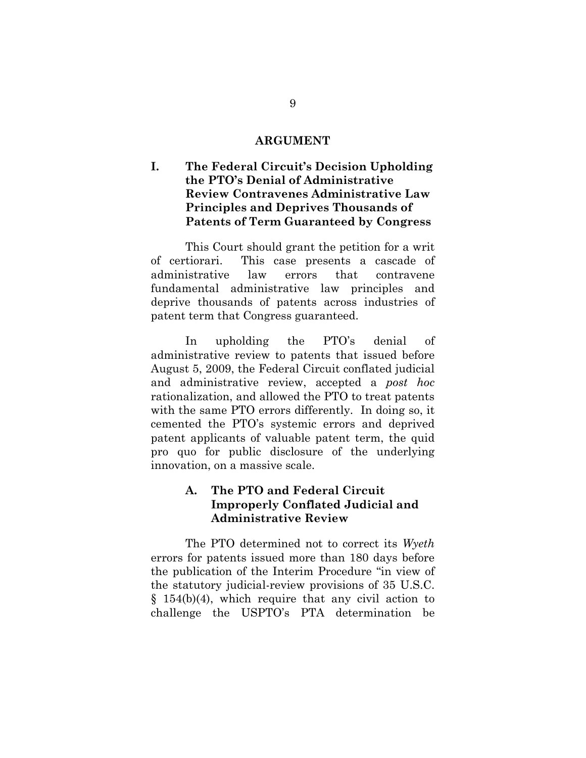## ARGUMENT

### I. The Federal Circuit's Decision Upholding the PTO's Denial of Administrative Review Contravenes Administrative Law Principles and Deprives Thousands of Patents of Term Guaranteed by Congress

This Court should grant the petition for a writ of certiorari. This case presents a cascade of administrative law errors that contravene fundamental administrative law principles and deprive thousands of patents across industries of patent term that Congress guaranteed.

In upholding the PTO's denial of administrative review to patents that issued before August 5, 2009, the Federal Circuit conflated judicial and administrative review, accepted a *post hoc* rationalization, and allowed the PTO to treat patents with the same PTO errors differently. In doing so, it cemented the PTO's systemic errors and deprived patent applicants of valuable patent term, the quid pro quo for public disclosure of the underlying innovation, on a massive scale.

#### A. The PTO and Federal Circuit Improperly Conflated Judicial and Administrative Review

The PTO determined not to correct its *Wyeth* errors for patents issued more than 180 days before the publication of the Interim Procedure "in view of the statutory judicial-review provisions of 35 U.S.C. § 154(b)(4), which require that any civil action to challenge the USPTO's PTA determination be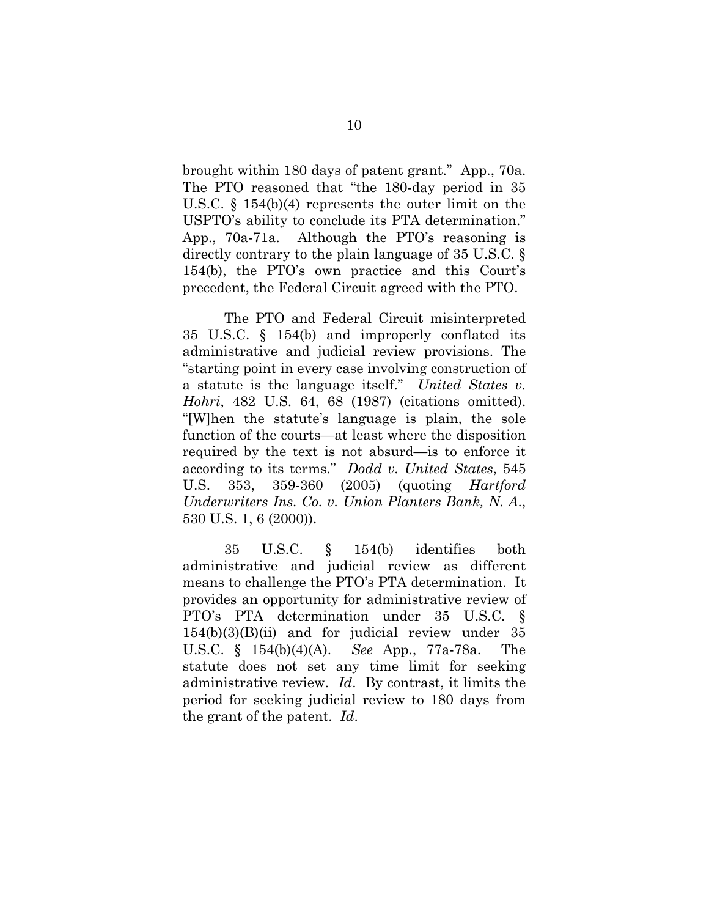brought within 180 days of patent grant." App., 70a. The PTO reasoned that "the 180-day period in 35 U.S.C. § 154(b)(4) represents the outer limit on the USPTO's ability to conclude its PTA determination." App., 70a-71a. Although the PTO's reasoning is directly contrary to the plain language of 35 U.S.C. § 154(b), the PTO's own practice and this Court's precedent, the Federal Circuit agreed with the PTO.

The PTO and Federal Circuit misinterpreted 35 U.S.C. § 154(b) and improperly conflated its administrative and judicial review provisions. The "starting point in every case involving construction of a statute is the language itself." *United States v. Hohri*, 482 U.S. 64, 68 (1987) (citations omitted). "[W]hen the statute's language is plain, the sole function of the courts—at least where the disposition required by the text is not absurd—is to enforce it according to its terms." *Dodd v. United States*, 545 U.S. 353, 359-360 (2005) (quoting *Hartford Underwriters Ins. Co. v. Union Planters Bank, N. A.*, 530 U.S. 1, 6 (2000)).

35 U.S.C. § 154(b) identifies both administrative and judicial review as different means to challenge the PTO's PTA determination. It provides an opportunity for administrative review of PTO's PTA determination under 35 U.S.C. § 154(b)(3)(B)(ii) and for judicial review under 35 U.S.C. § 154(b)(4)(A). *See* App., 77a-78a. The statute does not set any time limit for seeking administrative review. *Id*. By contrast, it limits the period for seeking judicial review to 180 days from the grant of the patent. *Id*.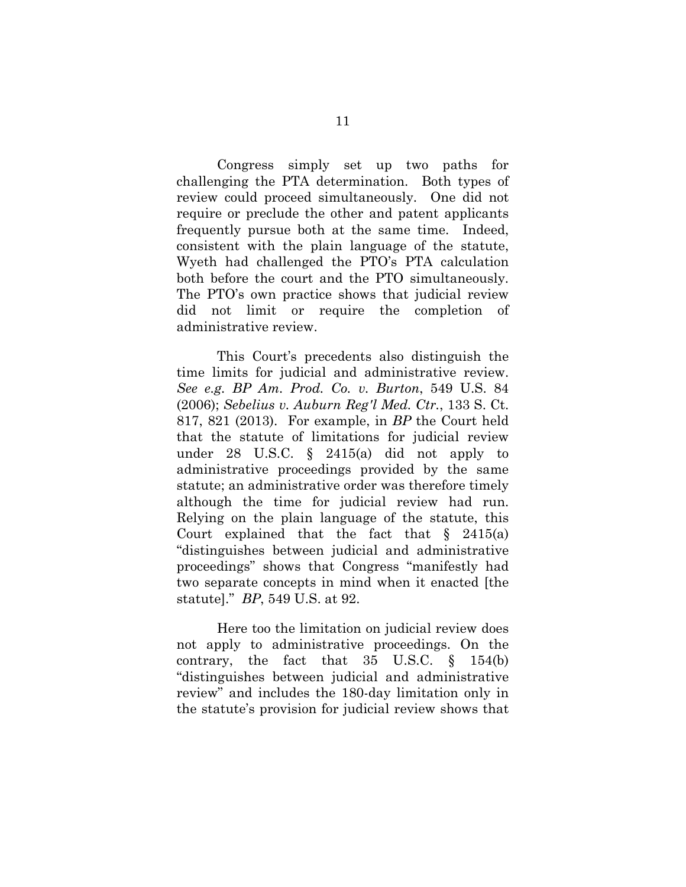Congress simply set up two paths for challenging the PTA determination. Both types of review could proceed simultaneously. One did not require or preclude the other and patent applicants frequently pursue both at the same time. Indeed, consistent with the plain language of the statute, Wyeth had challenged the PTO's PTA calculation both before the court and the PTO simultaneously. The PTO's own practice shows that judicial review did not limit or require the completion of administrative review.

This Court's precedents also distinguish the time limits for judicial and administrative review. *See e.g. BP Am. Prod. Co. v. Burton*, 549 U.S. 84 (2006); *Sebelius v. Auburn Reg'l Med. Ctr.*, 133 S. Ct. 817, 821 (2013). For example, in *BP* the Court held that the statute of limitations for judicial review under 28 U.S.C. § 2415(a) did not apply to administrative proceedings provided by the same statute; an administrative order was therefore timely although the time for judicial review had run. Relying on the plain language of the statute, this Court explained that the fact that § 2415(a) "distinguishes between judicial and administrative proceedings" shows that Congress "manifestly had two separate concepts in mind when it enacted [the statute]." *BP*, 549 U.S. at 92.

Here too the limitation on judicial review does not apply to administrative proceedings. On the contrary, the fact that 35 U.S.C. § 154(b) "distinguishes between judicial and administrative review" and includes the 180-day limitation only in the statute's provision for judicial review shows that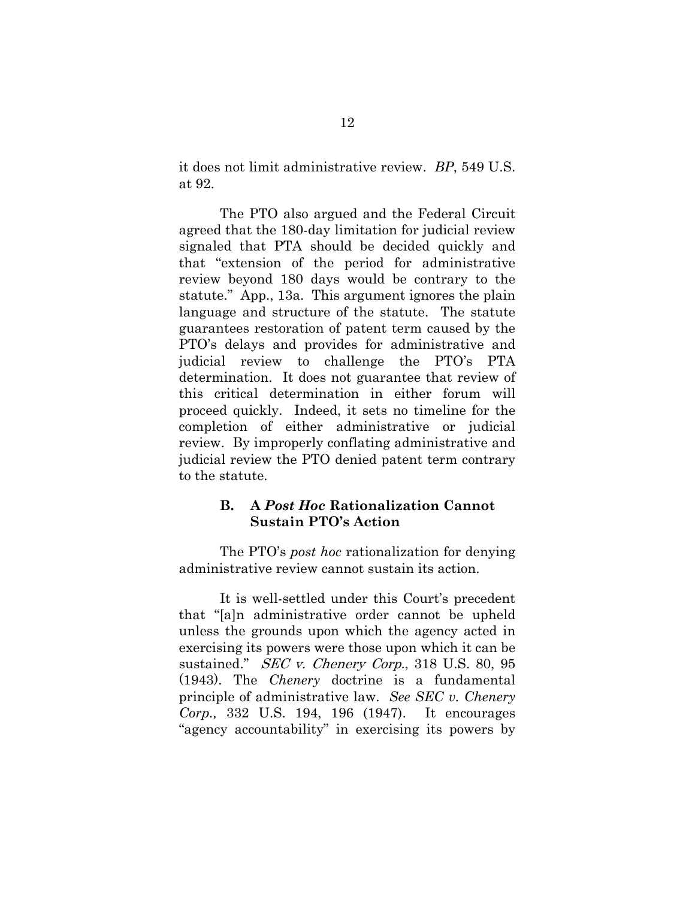it does not limit administrative review. *BP*, 549 U.S. at 92.

The PTO also argued and the Federal Circuit agreed that the 180-day limitation for judicial review signaled that PTA should be decided quickly and that "extension of the period for administrative review beyond 180 days would be contrary to the statute." App., 13a. This argument ignores the plain language and structure of the statute. The statute guarantees restoration of patent term caused by the PTO's delays and provides for administrative and judicial review to challenge the PTO's PTA determination. It does not guarantee that review of this critical determination in either forum will proceed quickly. Indeed, it sets no timeline for the completion of either administrative or judicial review. By improperly conflating administrative and judicial review the PTO denied patent term contrary to the statute.

### B. A *Post Hoc* Rationalization Cannot Sustain PTO's Action

The PTO's *post hoc* rationalization for denying administrative review cannot sustain its action.

It is well-settled under this Court's precedent that "[a]n administrative order cannot be upheld unless the grounds upon which the agency acted in exercising its powers were those upon which it can be sustained." *SEC v. Chenery Corp.*, 318 U.S. 80, 95 (1943). The *Chenery* doctrine is a fundamental principle of administrative law. *See SEC v. Chenery Corp.,* 332 U.S. 194, 196 (1947). It encourages "agency accountability" in exercising its powers by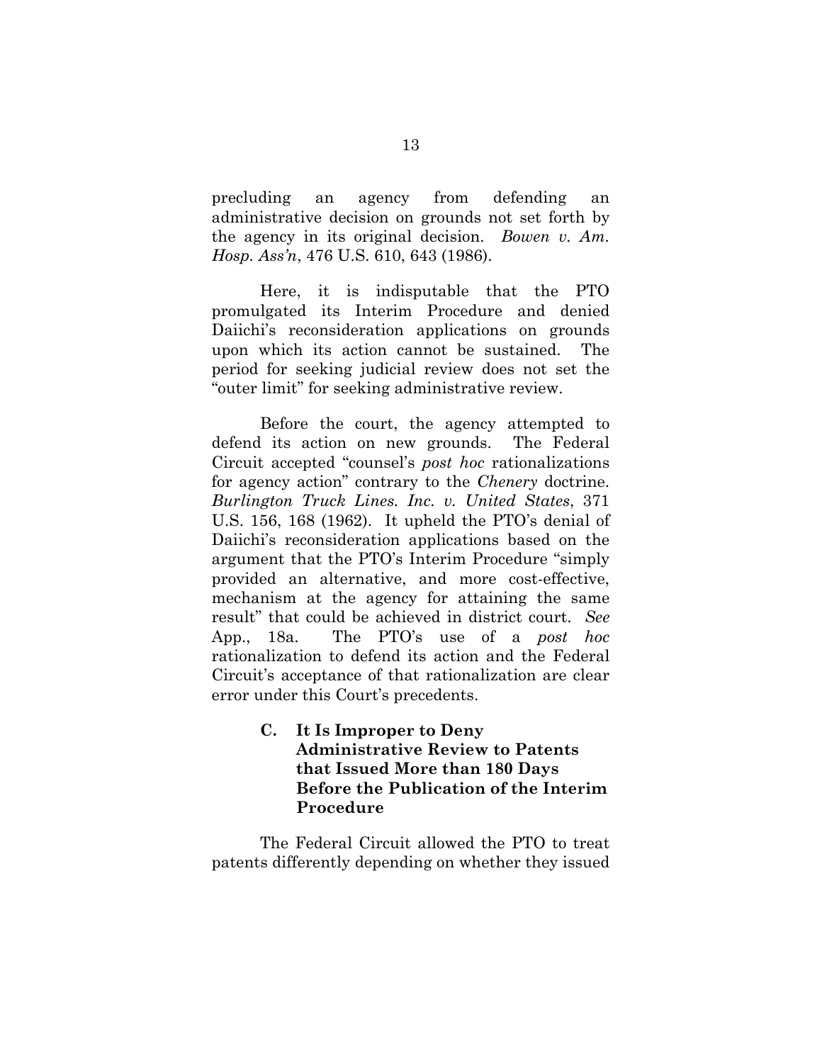precluding an agency from defending an administrative decision on grounds not set forth by the agency in its original decision. *Bowen v. Am. Hosp. Ass'n*, 476 U.S. 610, 643 (1986).

Here, it is indisputable that the PTO promulgated its Interim Procedure and denied Daiichi's reconsideration applications on grounds upon which its action cannot be sustained. The period for seeking judicial review does not set the "outer limit" for seeking administrative review.

Before the court, the agency attempted to defend its action on new grounds. The Federal Circuit accepted "counsel's *post hoc* rationalizations for agency action" contrary to the *Chenery* doctrine. *Burlington Truck Lines. Inc. v. United States*, 371 U.S. 156, 168 (1962). It upheld the PTO's denial of Daiichi's reconsideration applications based on the argument that the PTO's Interim Procedure "simply provided an alternative, and more cost-effective, mechanism at the agency for attaining the same result" that could be achieved in district court. *See* App., 18a. The PTO's use of a *post hoc* rationalization to defend its action and the Federal Circuit's acceptance of that rationalization are clear error under this Court's precedents.

### C. It Is Improper to Deny Administrative Review to Patents that Issued More than 180 Days Before the Publication of the Interim Procedure

The Federal Circuit allowed the PTO to treat patents differently depending on whether they issued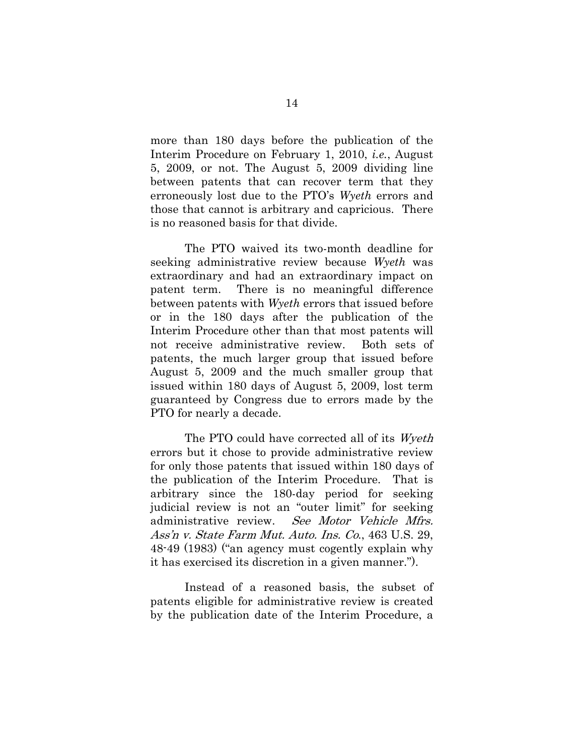more than 180 days before the publication of the Interim Procedure on February 1, 2010, *i.e.*, August 5, 2009, or not. The August 5, 2009 dividing line between patents that can recover term that they erroneously lost due to the PTO's *Wyeth* errors and those that cannot is arbitrary and capricious. There is no reasoned basis for that divide.

The PTO waived its two-month deadline for seeking administrative review because *Wyeth* was extraordinary and had an extraordinary impact on patent term. There is no meaningful difference between patents with *Wyeth* errors that issued before or in the 180 days after the publication of the Interim Procedure other than that most patents will not receive administrative review. Both sets of patents, the much larger group that issued before August 5, 2009 and the much smaller group that issued within 180 days of August 5, 2009, lost term guaranteed by Congress due to errors made by the PTO for nearly a decade.

The PTO could have corrected all of its *Wyeth* errors but it chose to provide administrative review for only those patents that issued within 180 days of the publication of the Interim Procedure. That is arbitrary since the 180-day period for seeking judicial review is not an "outer limit" for seeking administrative review. *See Motor Vehicle Mfrs. Ass'n v. State Farm Mut. Auto. Ins. Co.*, 463 U.S. 29, 48-49 (1983) ("an agency must cogently explain why it has exercised its discretion in a given manner.").

Instead of a reasoned basis, the subset of patents eligible for administrative review is created by the publication date of the Interim Procedure, a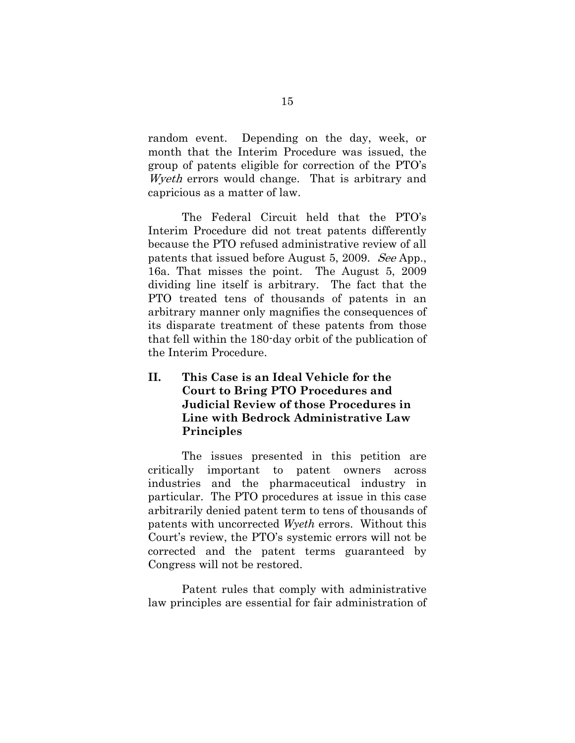random event. Depending on the day, week, or month that the Interim Procedure was issued, the group of patents eligible for correction of the PTO's *Wyeth* errors would change. That is arbitrary and capricious as a matter of law.

The Federal Circuit held that the PTO's Interim Procedure did not treat patents differently because the PTO refused administrative review of all patents that issued before August 5, 2009. *See* App., 16a. That misses the point. The August 5, 2009 dividing line itself is arbitrary. The fact that the PTO treated tens of thousands of patents in an arbitrary manner only magnifies the consequences of its disparate treatment of these patents from those that fell within the 180-day orbit of the publication of the Interim Procedure.

## II. This Case is an Ideal Vehicle for the Court to Bring PTO Procedures and Judicial Review of those Procedures in Line with Bedrock Administrative Law Principles

The issues presented in this petition are critically important to patent owners across industries and the pharmaceutical industry in particular. The PTO procedures at issue in this case arbitrarily denied patent term to tens of thousands of patents with uncorrected *Wyeth* errors. Without this Court's review, the PTO's systemic errors will not be corrected and the patent terms guaranteed by Congress will not be restored.

Patent rules that comply with administrative law principles are essential for fair administration of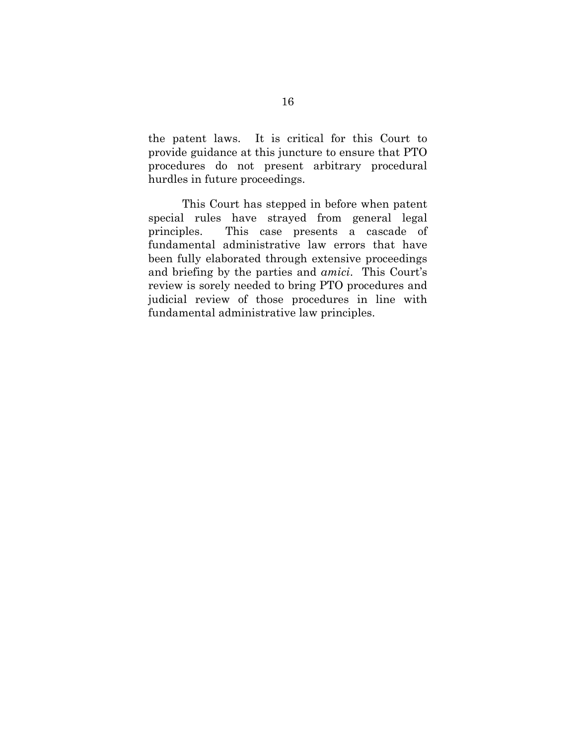the patent laws. It is critical for this Court to provide guidance at this juncture to ensure that PTO procedures do not present arbitrary procedural hurdles in future proceedings.

This Court has stepped in before when patent special rules have strayed from general legal principles. This case presents a cascade of fundamental administrative law errors that have been fully elaborated through extensive proceedings and briefing by the parties and *amici*. This Court's review is sorely needed to bring PTO procedures and judicial review of those procedures in line with fundamental administrative law principles.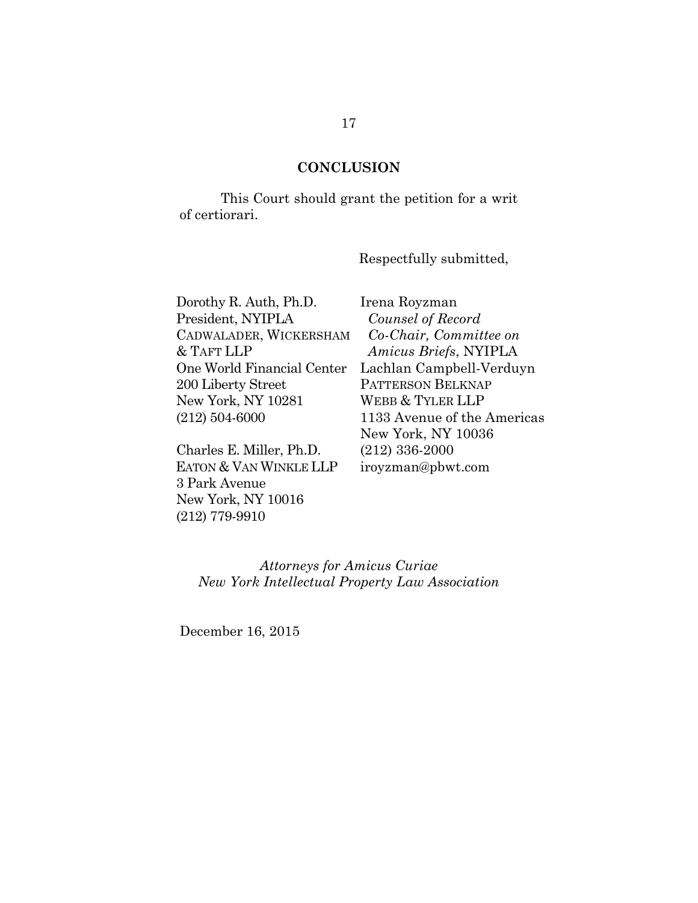## CONCLUSION

This Court should grant the petition for a writ of certiorari.

Respectfully submitted,

Dorothy R. Auth, Ph.D.
President, NYIPLA
CADWALADER, WICKERSHAM & TAFT LLP
One World Financial Center
200 Liberty Street
New York, NY 10281
(212) 504-6000

Charles E. Miller, Ph.D.
EATON & VAN WINKLE LLP
3 Park Avenue
New York, NY 10016
(212) 779-9910

Irena Royzman
*Counsel of Record*
*Co-Chair, Committee on Amicus Briefs*, NYIPLA
Lachlan Campbell-Verduyn
PATTERSON BELKNAP WEBB & TYLER LLP
1133 Avenue of the Americas
New York, NY 10036
(212) 336-2000
iroyzman@pbwt.com

*Attorneys for Amicus Curiae*
*New York Intellectual Property Law Association*

December 16, 2015